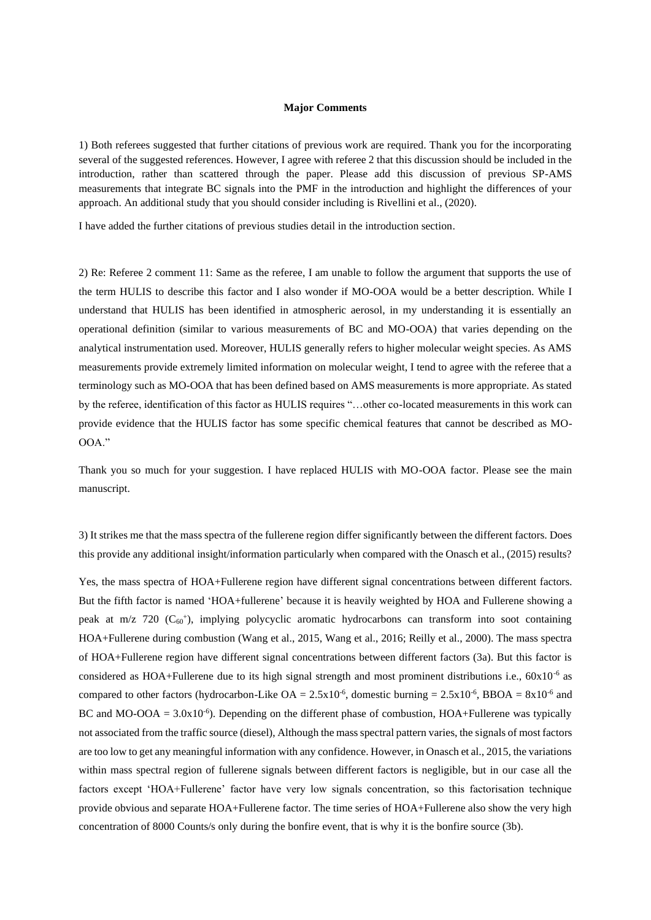**Major Comments**

1) Both referees suggested that further citations of previous work are required. Thank you for the incorporating several of the suggested references. However, I agree with referee 2 that this discussion should be included in the introduction, rather than scattered through the paper. Please add this discussion of previous SP-AMS measurements that integrate BC signals into the PMF in the introduction and highlight the differences of your approach. An additional study that you should consider including is Rivellini et al., (2020).

I have added the further citations of previous studies detail in the introduction section.

2) Re: Referee 2 comment 11: Same as the referee, I am unable to follow the argument that supports the use of the term HULIS to describe this factor and I also wonder if MO-OOA would be a better description. While I understand that HULIS has been identified in atmospheric aerosol, in my understanding it is essentially an operational definition (similar to various measurements of BC and MO-OOA) that varies depending on the analytical instrumentation used. Moreover, HULIS generally refers to higher molecular weight species. As AMS measurements provide extremely limited information on molecular weight, I tend to agree with the referee that a terminology such as MO-OOA that has been defined based on AMS measurements is more appropriate. As stated by the referee, identification of this factor as HULIS requires "…other co-located measurements in this work can provide evidence that the HULIS factor has some specific chemical features that cannot be described as MO-OOA."

Thank you so much for your suggestion. I have replaced HULIS with MO-OOA factor. Please see the main manuscript.

3) It strikes me that the mass spectra of the fullerene region differ significantly between the different factors. Does this provide any additional insight/information particularly when compared with the Onasch et al., (2015) results?

Yes, the mass spectra of HOA+Fullerene region have different signal concentrations between different factors. But the fifth factor is named 'HOA+fullerene' because it is heavily weighted by HOA and Fullerene showing a peak at m/z 720 ($C_{60}^{+}$), implying polycyclic aromatic hydrocarbons can transform into soot containing HOA+Fullerene during combustion (Wang et al., 2015, Wang et al., 2016; Reilly et al., 2000). The mass spectra of HOA+Fullerene region have different signal concentrations between different factors (3a). But this factor is considered as HOA+Fullerene due to its high signal strength and most prominent distributions i.e., $60x10^{-6}$ as compared to other factors (hydrocarbon-Like OA = $2.5x10^{-6}$, domestic burning = $2.5x10^{-6}$, BBOA = $8x10^{-6}$ and BC and MO-OOA = $3.0x10^{-6}$). Depending on the different phase of combustion, HOA+Fullerene was typically not associated from the traffic source (diesel), Although the mass spectral pattern varies, the signals of most factors are too low to get any meaningful information with any confidence. However, in Onasch et al., 2015, the variations within mass spectral region of fullerene signals between different factors is negligible, but in our case all the factors except 'HOA+Fullerene' factor have very low signals concentration, so this factorisation technique provide obvious and separate HOA+Fullerene factor. The time series of HOA+Fullerene also show the very high concentration of 8000 Counts/s only during the bonfire event, that is why it is the bonfire source (3b).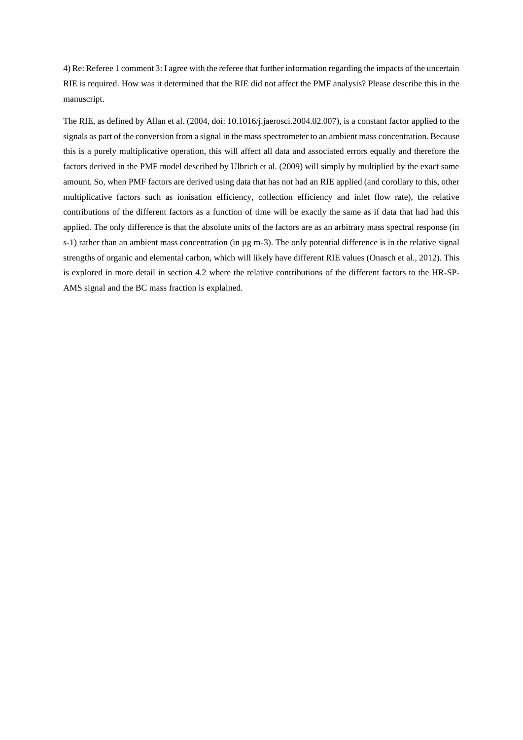4) Re: Referee 1 comment 3: I agree with the referee that further information regarding the impacts of the uncertain RIE is required. How was it determined that the RIE did not affect the PMF analysis? Please describe this in the manuscript.

The RIE, as defined by Allan et al. (2004, doi: 10.1016/j.jaerosci.2004.02.007), is a constant factor applied to the signals as part of the conversion from a signal in the mass spectrometer to an ambient mass concentration. Because this is a purely multiplicative operation, this will affect all data and associated errors equally and therefore the factors derived in the PMF model described by Ulbrich et al. (2009) will simply by multiplied by the exact same amount. So, when PMF factors are derived using data that has not had an RIE applied (and corollary to this, other multiplicative factors such as ionisation efficiency, collection efficiency and inlet flow rate), the relative contributions of the different factors as a function of time will be exactly the same as if data that had had this applied. The only difference is that the absolute units of the factors are as an arbitrary mass spectral response (in $s^{-1}$) rather than an ambient mass concentration (in $\mu g\ m^{-3}$). The only potential difference is in the relative signal strengths of organic and elemental carbon, which will likely have different RIE values (Onasch et al., 2012). This is explored in more detail in section 4.2 where the relative contributions of the different factors to the HR-SP-AMS signal and the BC mass fraction is explained.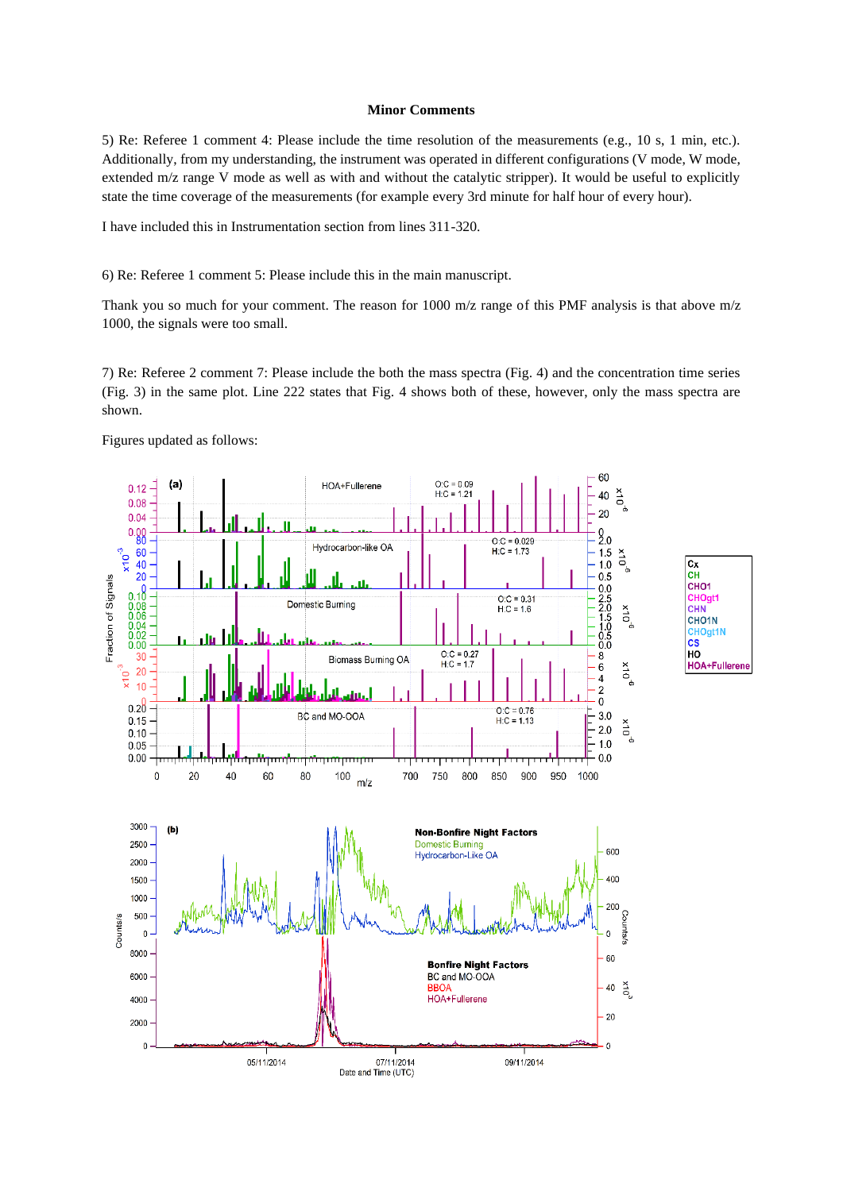**Minor Comments**

5) Re: Referee 1 comment 4: Please include the time resolution of the measurements (e.g., 10 s, 1 min, etc.). Additionally, from my understanding, the instrument was operated in different configurations (V mode, W mode, extended m/z range V mode as well as with and without the catalytic stripper). It would be useful to explicitly state the time coverage of the measurements (for example every 3rd minute for half hour of every hour).

I have included this in Instrumentation section from lines 311-320.

6) Re: Referee 1 comment 5: Please include this in the main manuscript.

Thank you so much for your comment. The reason for 1000 m/z range of this PMF analysis is that above m/z 1000, the signals were too small.

7) Re: Referee 2 comment 7: Please include the both the mass spectra (Fig. 4) and the concentration time series (Fig. 3) in the same plot. Line 222 states that Fig. 4 shows both of these, however, only the mass spectra are shown.

Figures updated as follows: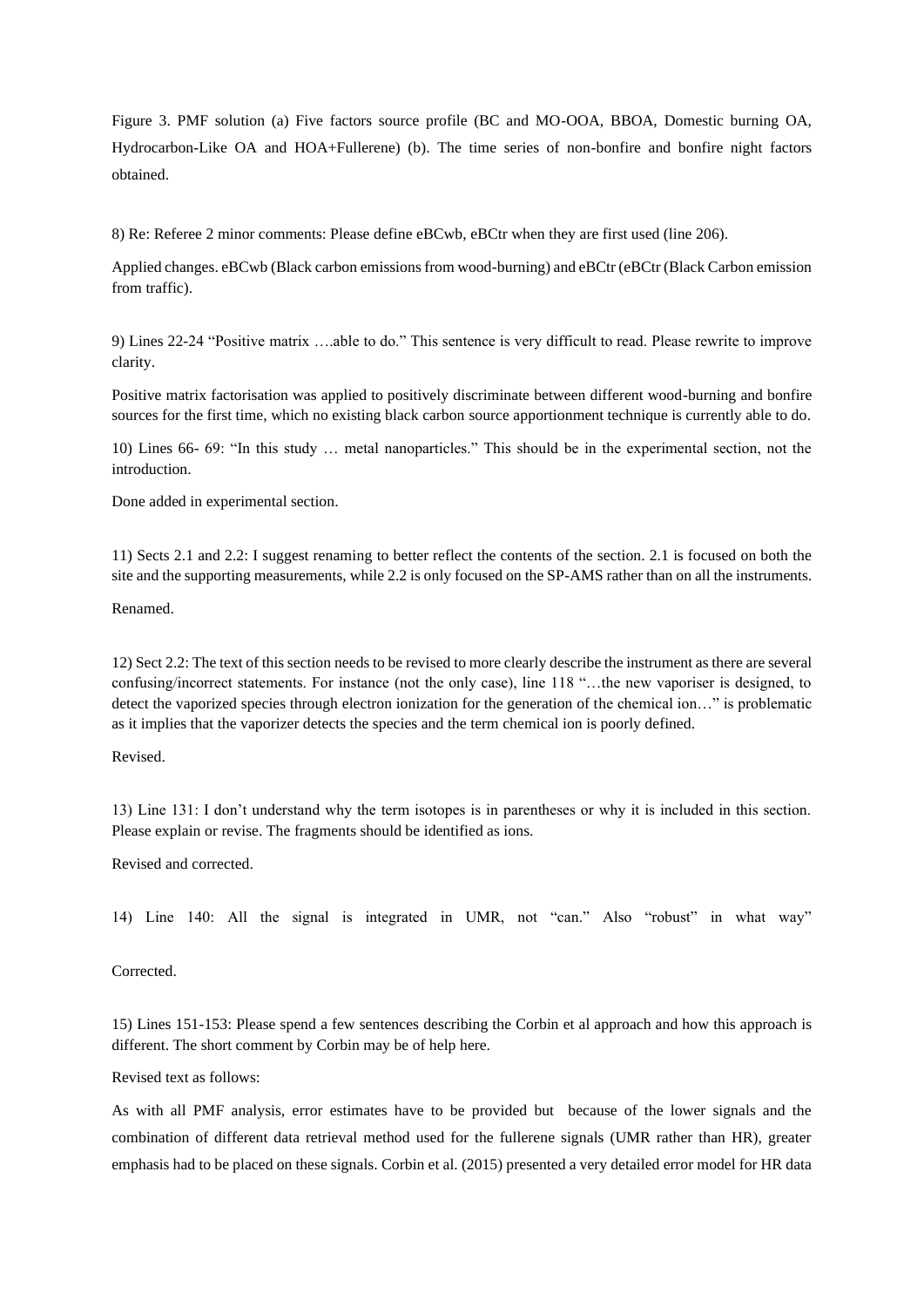Figure 3. PMF solution (a) Five factors source profile (BC and MO-OOA, BBOA, Domestic burning OA, Hydrocarbon-Like OA and HOA+Fullerene) (b). The time series of non-bonfire and bonfire night factors obtained.

8) Re: Referee 2 minor comments: Please define eBCwb, eBCtr when they are first used (line 206).

Applied changes. eBCwb (Black carbon emissions from wood-burning) and eBCtr (eBCtr (Black Carbon emission from traffic).

9) Lines 22-24 "Positive matrix ….able to do." This sentence is very difficult to read. Please rewrite to improve clarity.

Positive matrix factorisation was applied to positively discriminate between different wood-burning and bonfire sources for the first time, which no existing black carbon source apportionment technique is currently able to do.

10) Lines 66- 69: "In this study … metal nanoparticles." This should be in the experimental section, not the introduction.

Done added in experimental section.

11) Sects 2.1 and 2.2: I suggest renaming to better reflect the contents of the section. 2.1 is focused on both the site and the supporting measurements, while 2.2 is only focused on the SP-AMS rather than on all the instruments.

Renamed.

12) Sect 2.2: The text of this section needs to be revised to more clearly describe the instrument as there are several confusing/incorrect statements. For instance (not the only case), line 118 "…the new vaporiser is designed, to detect the vaporized species through electron ionization for the generation of the chemical ion…" is problematic as it implies that the vaporizer detects the species and the term chemical ion is poorly defined.

Revised.

13) Line 131: I don't understand why the term isotopes is in parentheses or why it is included in this section. Please explain or revise. The fragments should be identified as ions.

Revised and corrected.

14) Line 140: All the signal is integrated in UMR, not "can." Also "robust" in what way"

Corrected.

15) Lines 151-153: Please spend a few sentences describing the Corbin et al approach and how this approach is different. The short comment by Corbin may be of help here.

Revised text as follows:

As with all PMF analysis, error estimates have to be provided but because of the lower signals and the combination of different data retrieval method used for the fullerene signals (UMR rather than HR), greater emphasis had to be placed on these signals. Corbin et al. (2015) presented a very detailed error model for HR data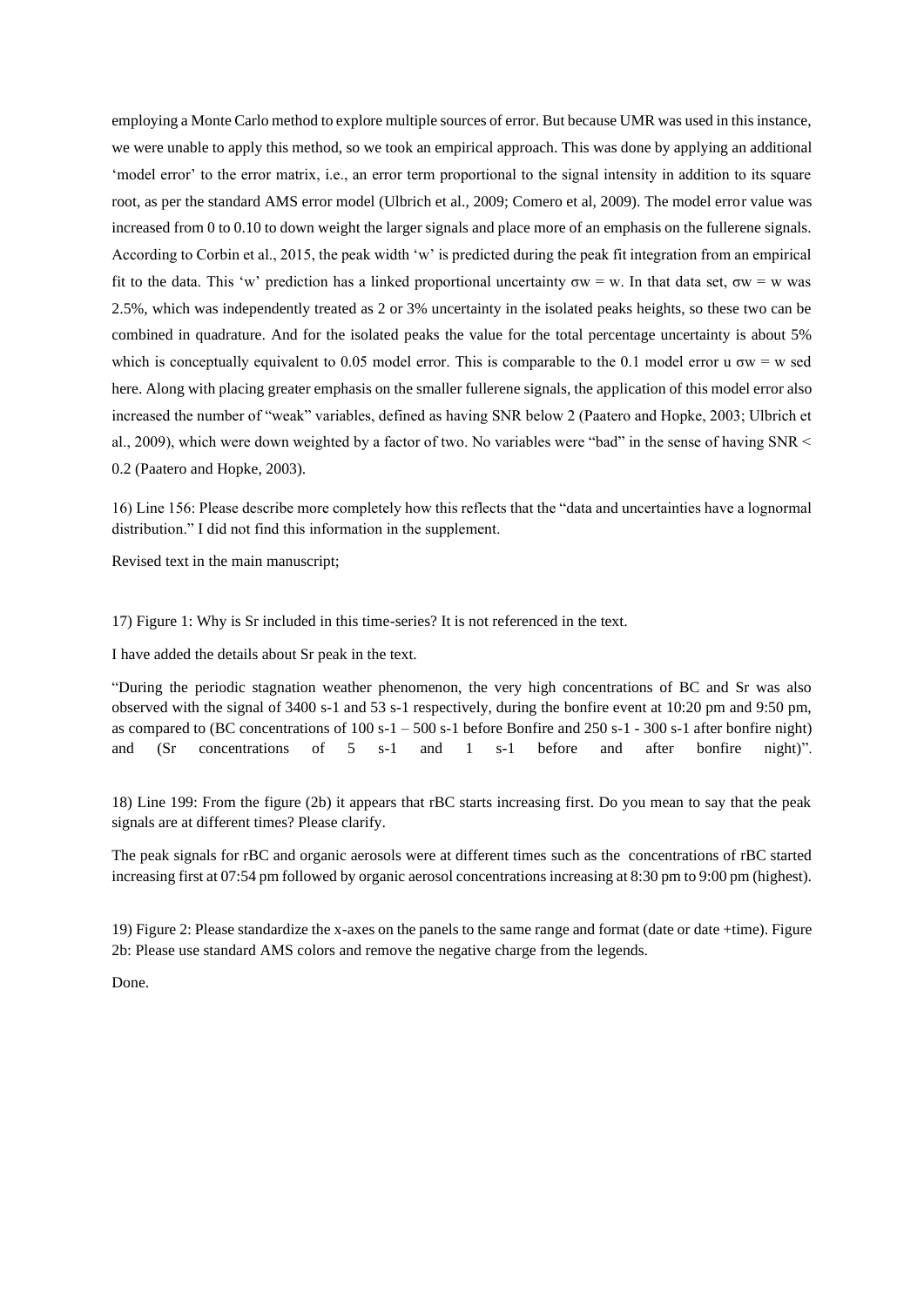employing a Monte Carlo method to explore multiple sources of error. But because UMR was used in this instance, we were unable to apply this method, so we took an empirical approach. This was done by applying an additional 'model error' to the error matrix, i.e., an error term proportional to the signal intensity in addition to its square root, as per the standard AMS error model (Ulbrich et al., 2009; Comero et al, 2009). The model error value was increased from 0 to 0.10 to down weight the larger signals and place more of an emphasis on the fullerene signals. According to Corbin et al., 2015, the peak width 'w' is predicted during the peak fit integration from an empirical fit to the data. This 'w' prediction has a linked proportional uncertainty $\sigma w = w$. In that data set, $\sigma w = w$ was 2.5%, which was independently treated as 2 or 3% uncertainty in the isolated peaks heights, so these two can be combined in quadrature. And for the isolated peaks the value for the total percentage uncertainty is about 5% which is conceptually equivalent to 0.05 model error. This is comparable to the 0.1 model error u $\sigma w = w$ sed here. Along with placing greater emphasis on the smaller fullerene signals, the application of this model error also increased the number of "weak" variables, defined as having SNR below 2 (Paatero and Hopke, 2003; Ulbrich et al., 2009), which were down weighted by a factor of two. No variables were "bad" in the sense of having SNR < 0.2 (Paatero and Hopke, 2003).

16) Line 156: Please describe more completely how this reflects that the "data and uncertainties have a lognormal distribution." I did not find this information in the supplement.

Revised text in the main manuscript;

17) Figure 1: Why is Sr included in this time-series? It is not referenced in the text.

I have added the details about Sr peak in the text.

"During the periodic stagnation weather phenomenon, the very high concentrations of BC and Sr was also observed with the signal of 3400 s-1 and 53 s-1 respectively, during the bonfire event at 10:20 pm and 9:50 pm, as compared to (BC concentrations of 100 s-1 – 500 s-1 before Bonfire and 250 s-1 - 300 s-1 after bonfire night) and (Sr concentrations of 5 s-1 and 1 s-1 before and after bonfire night)".

18) Line 199: From the figure (2b) it appears that rBC starts increasing first. Do you mean to say that the peak signals are at different times? Please clarify.

The peak signals for rBC and organic aerosols were at different times such as the concentrations of rBC started increasing first at 07:54 pm followed by organic aerosol concentrations increasing at 8:30 pm to 9:00 pm (highest).

19) Figure 2: Please standardize the x-axes on the panels to the same range and format (date or date +time). Figure 2b: Please use standard AMS colors and remove the negative charge from the legends.

Done.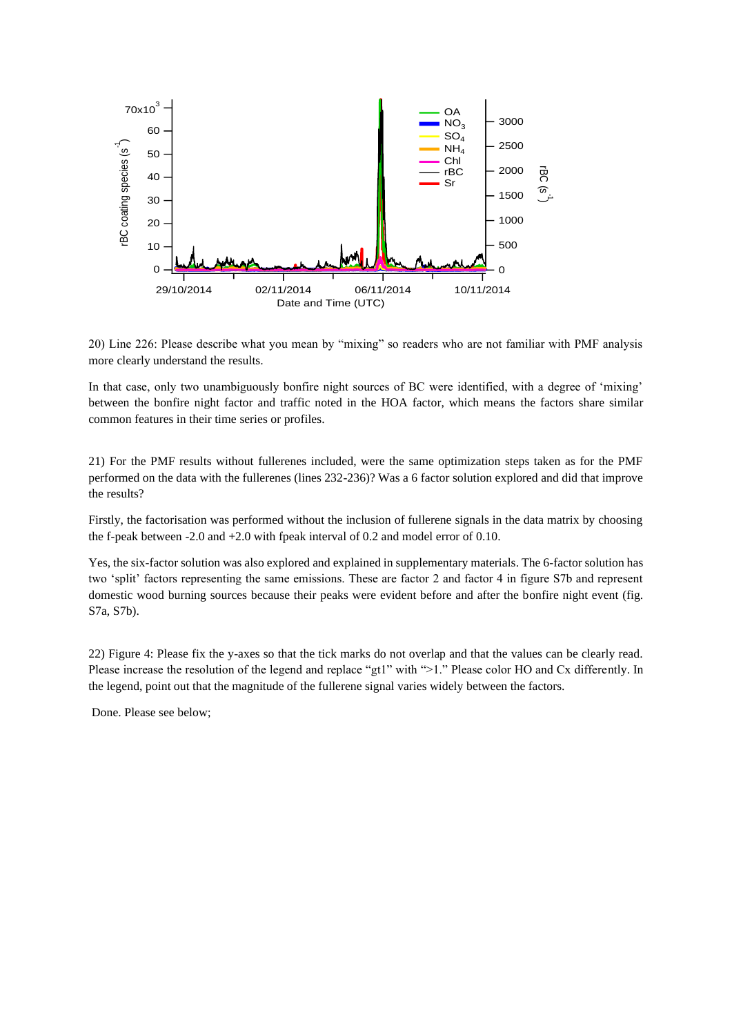20) Line 226: Please describe what you mean by "mixing" so readers who are not familiar with PMF analysis more clearly understand the results.

In that case, only two unambiguously bonfire night sources of BC were identified, with a degree of 'mixing' between the bonfire night factor and traffic noted in the HOA factor, which means the factors share similar common features in their time series or profiles.

21) For the PMF results without fullerenes included, were the same optimization steps taken as for the PMF performed on the data with the fullerenes (lines 232-236)? Was a 6 factor solution explored and did that improve the results?

Firstly, the factorisation was performed without the inclusion of fullerene signals in the data matrix by choosing the f-peak between -2.0 and +2.0 with fpeak interval of 0.2 and model error of 0.10.

Yes, the six-factor solution was also explored and explained in supplementary materials. The 6-factor solution has two 'split' factors representing the same emissions. These are factor 2 and factor 4 in figure S7b and represent domestic wood burning sources because their peaks were evident before and after the bonfire night event (fig. S7a, S7b).

22) Figure 4: Please fix the y-axes so that the tick marks do not overlap and that the values can be clearly read. Please increase the resolution of the legend and replace "gt1" with ">1." Please color HO and Cx differently. In the legend, point out that the magnitude of the fullerene signal varies widely between the factors.

Done. Please see below;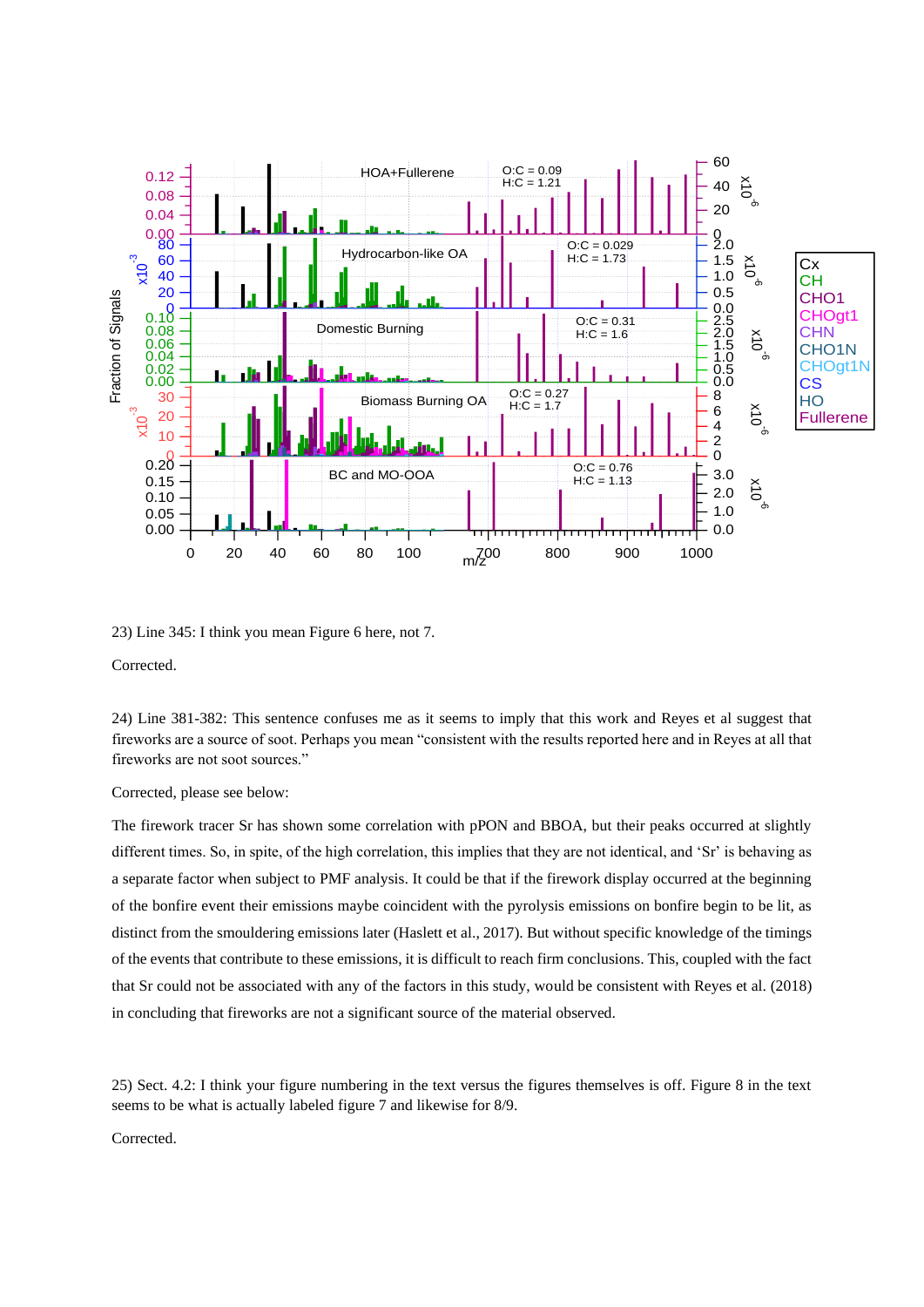23) Line 345: I think you mean Figure 6 here, not 7.

Corrected.

24) Line 381-382: This sentence confuses me as it seems to imply that this work and Reyes et al suggest that fireworks are a source of soot. Perhaps you mean "consistent with the results reported here and in Reyes at all that fireworks are not soot sources."

Corrected, please see below:

The firework tracer Sr has shown some correlation with pPON and BBOA, but their peaks occurred at slightly different times. So, in spite, of the high correlation, this implies that they are not identical, and 'Sr' is behaving as a separate factor when subject to PMF analysis. It could be that if the firework display occurred at the beginning of the bonfire event their emissions maybe coincident with the pyrolysis emissions on bonfire begin to be lit, as distinct from the smouldering emissions later (Haslett et al., 2017). But without specific knowledge of the timings of the events that contribute to these emissions, it is difficult to reach firm conclusions. This, coupled with the fact that Sr could not be associated with any of the factors in this study, would be consistent with Reyes et al. (2018) in concluding that fireworks are not a significant source of the material observed.

25) Sect. 4.2: I think your figure numbering in the text versus the figures themselves is off. Figure 8 in the text seems to be what is actually labeled figure 7 and likewise for 8/9.

Corrected.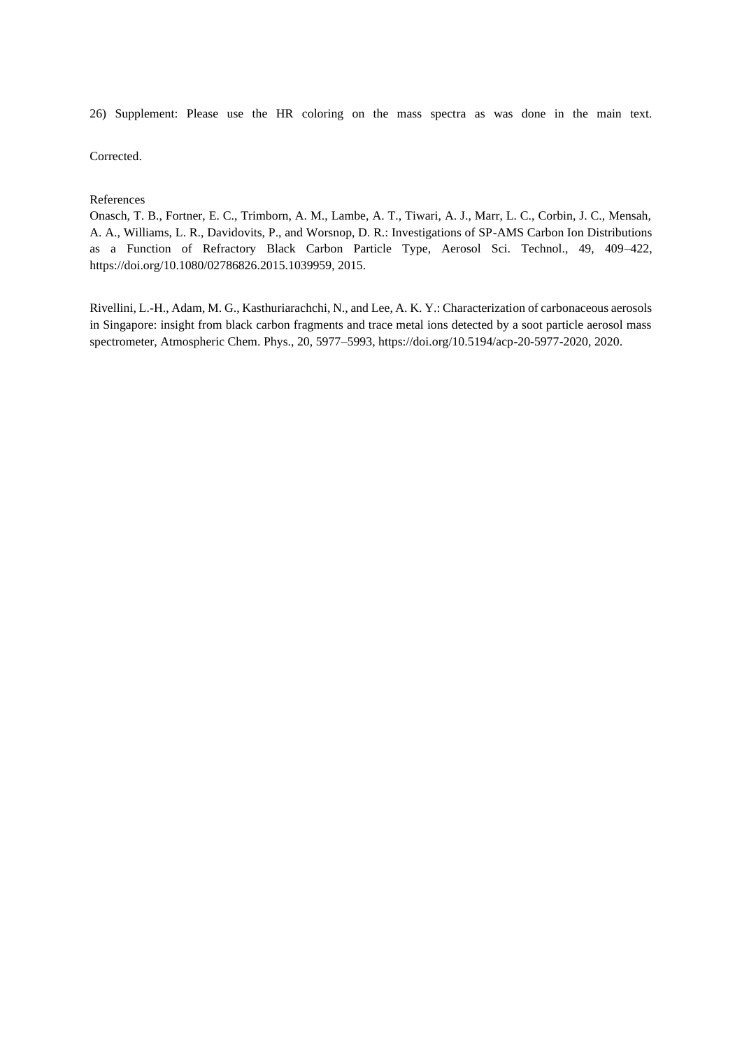26) Supplement: Please use the HR coloring on the mass spectra as was done in the main text.

Corrected.

References

Onasch, T. B., Fortner, E. C., Trimborn, A. M., Lambe, A. T., Tiwari, A. J., Marr, L. C., Corbin, J. C., Mensah, A. A., Williams, L. R., Davidovits, P., and Worsnop, D. R.: Investigations of SP-AMS Carbon Ion Distributions as a Function of Refractory Black Carbon Particle Type, Aerosol Sci. Technol., 49, 409–422, https://doi.org/10.1080/02786826.2015.1039959, 2015.

Rivellini, L.-H., Adam, M. G., Kasthuriarachchi, N., and Lee, A. K. Y.: Characterization of carbonaceous aerosols in Singapore: insight from black carbon fragments and trace metal ions detected by a soot particle aerosol mass spectrometer, Atmospheric Chem. Phys., 20, 5977–5993, https://doi.org/10.5194/acp-20-5977-2020, 2020.